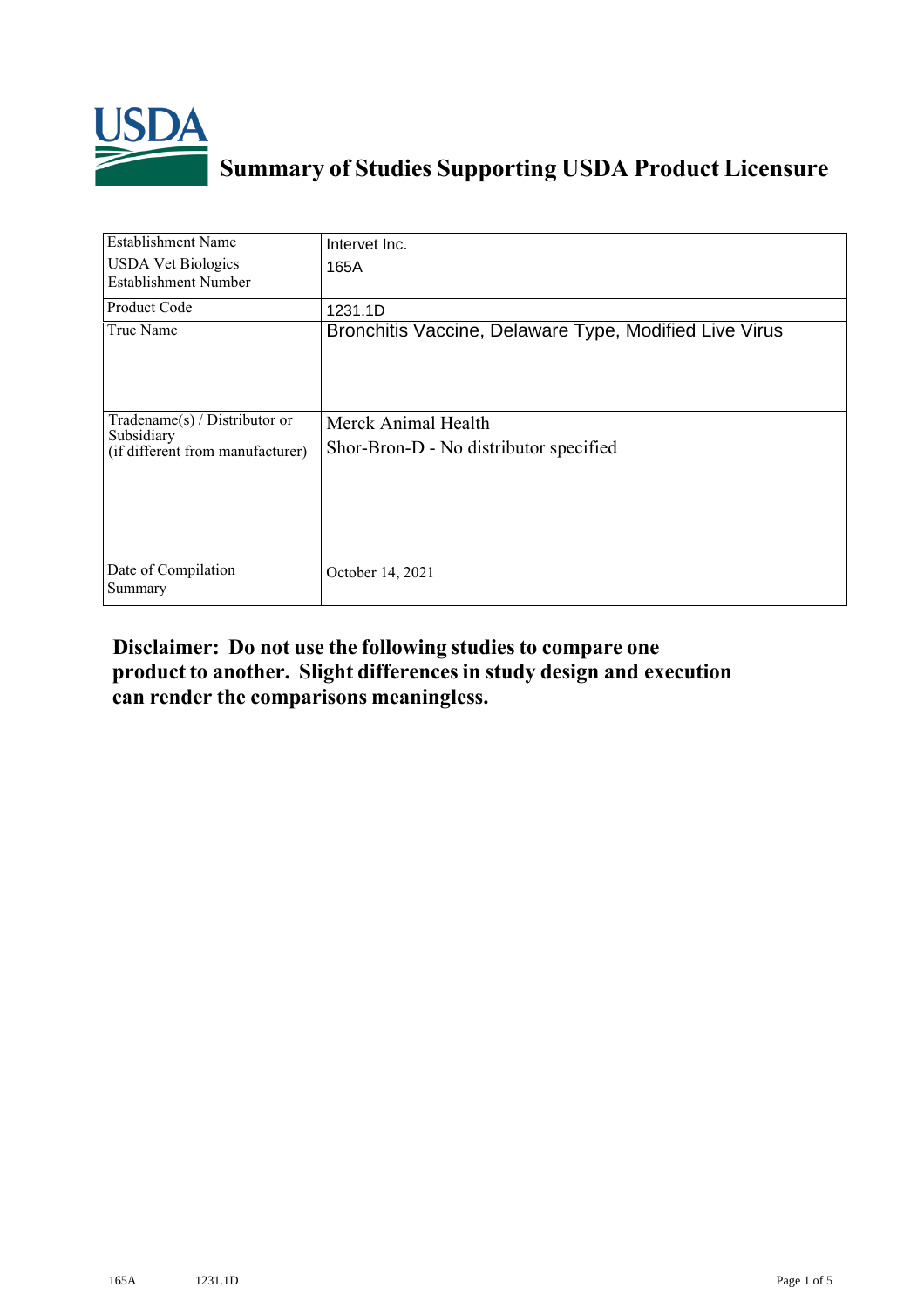# Summary of Studies Supporting USDA Product Licensure

| Establishment Name | Intervet Inc. |
|---|---|
| USDA Vet Biologics Establishment Number | 165A |
| Product Code | 1231.1D |
| True Name | Bronchitis Vaccine, Delaware Type, Modified Live Virus |
| Tradename(s) / Distributor or Subsidiary (if different from manufacturer) | Merck Animal Health<br>Shor-Bron-D - No distributor specified |
| Date of Compilation Summary | October 14, 2021 |

**Disclaimer: Do not use the following studies to compare one product to another. Slight differences in study design and execution can render the comparisons meaningless.**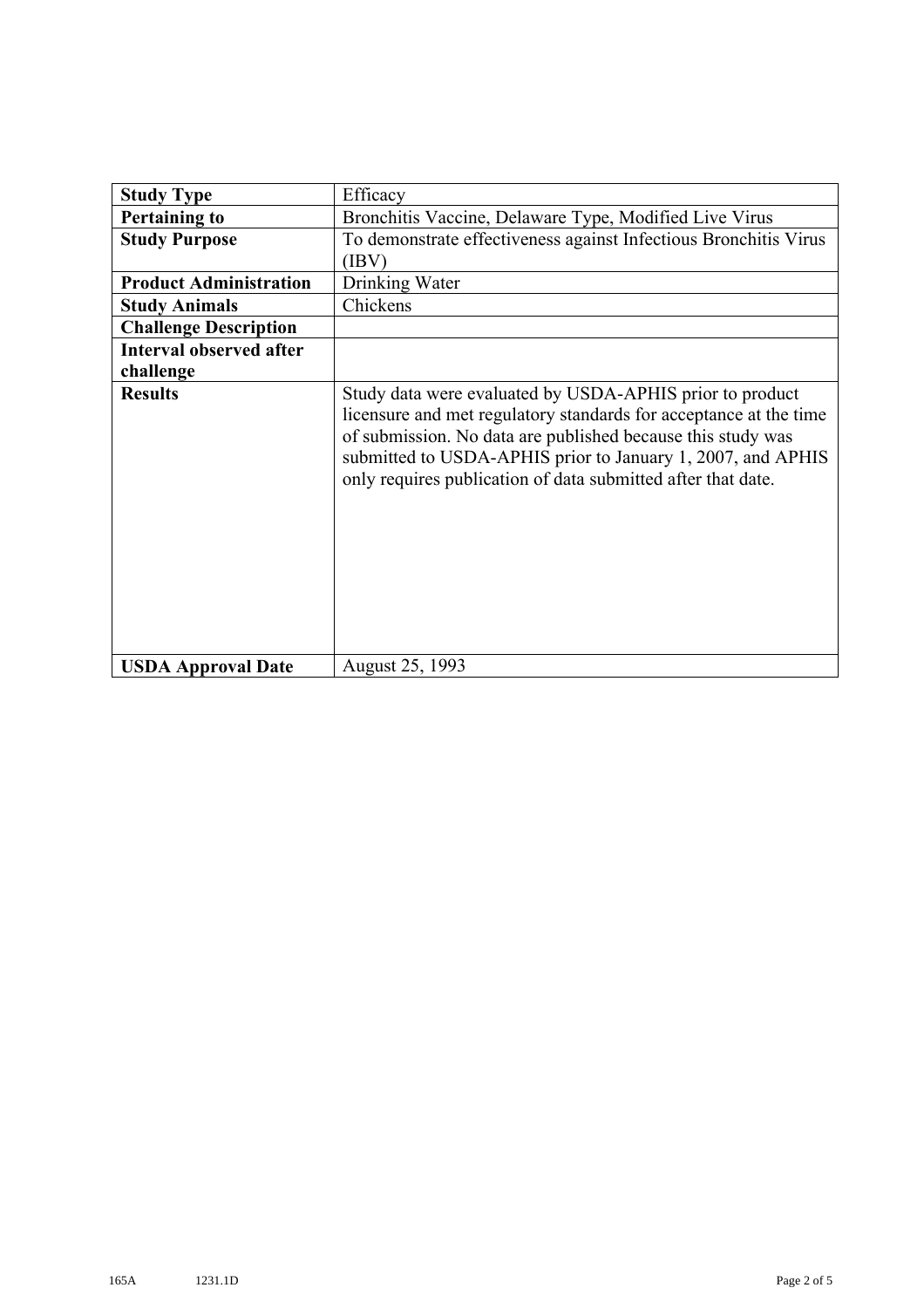| | |
|---|---|
| **Study Type** | Efficacy |
| **Pertaining to** | Bronchitis Vaccine, Delaware Type, Modified Live Virus |
| **Study Purpose** | To demonstrate effectiveness against Infectious Bronchitis Virus (IBV) |
| **Product Administration** | Drinking Water |
| **Study Animals** | Chickens |
| **Challenge Description** | |
| **Interval observed after challenge** | |
| **Results** | Study data were evaluated by USDA-APHIS prior to product licensure and met regulatory standards for acceptance at the time of submission. No data are published because this study was submitted to USDA-APHIS prior to January 1, 2007, and APHIS only requires publication of data submitted after that date. |
| **USDA Approval Date** | August 25, 1993 |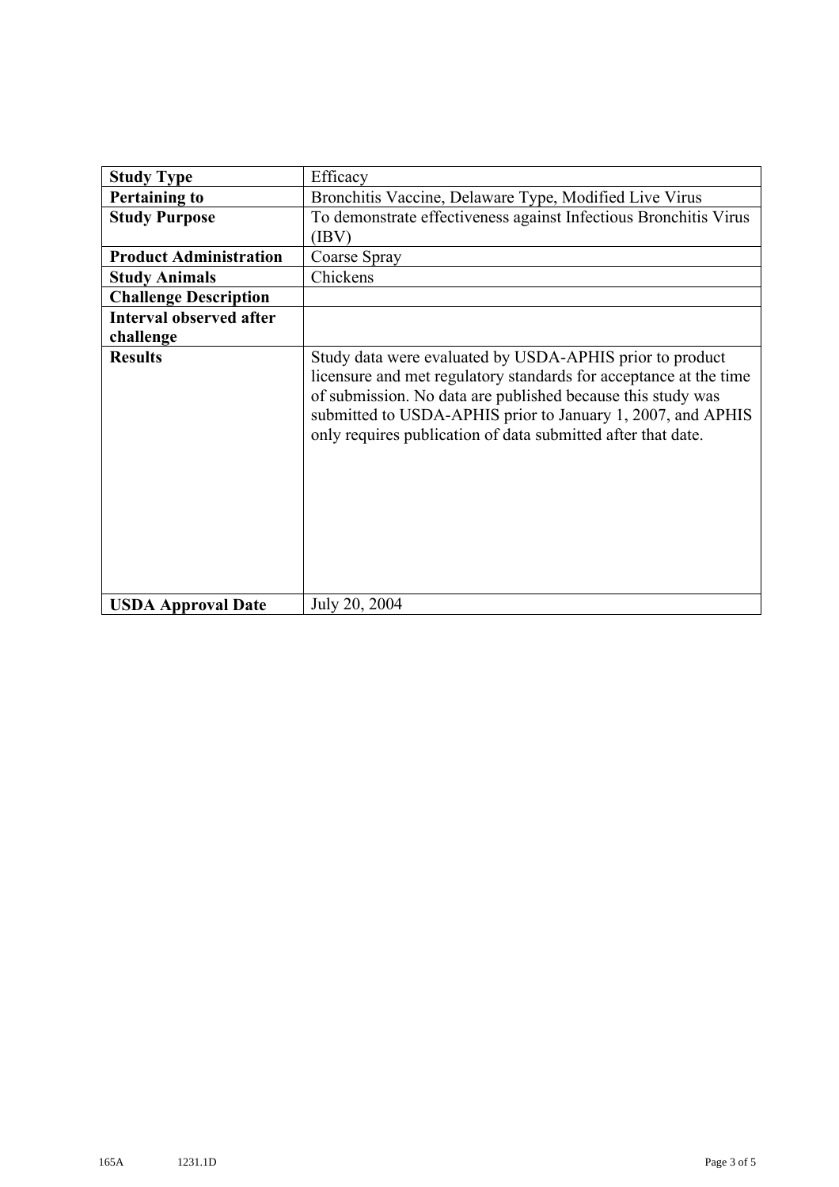| **Study Type** | Efficacy |
|---|---|
| **Pertaining to** | Bronchitis Vaccine, Delaware Type, Modified Live Virus |
| **Study Purpose** | To demonstrate effectiveness against Infectious Bronchitis Virus (IBV) |
| **Product Administration** | Coarse Spray |
| **Study Animals** | Chickens |
| **Challenge Description** | |
| **Interval observed after challenge** | |
| **Results** | Study data were evaluated by USDA-APHIS prior to product licensure and met regulatory standards for acceptance at the time of submission. No data are published because this study was submitted to USDA-APHIS prior to January 1, 2007, and APHIS only requires publication of data submitted after that date. |
| **USDA Approval Date** | July 20, 2004 |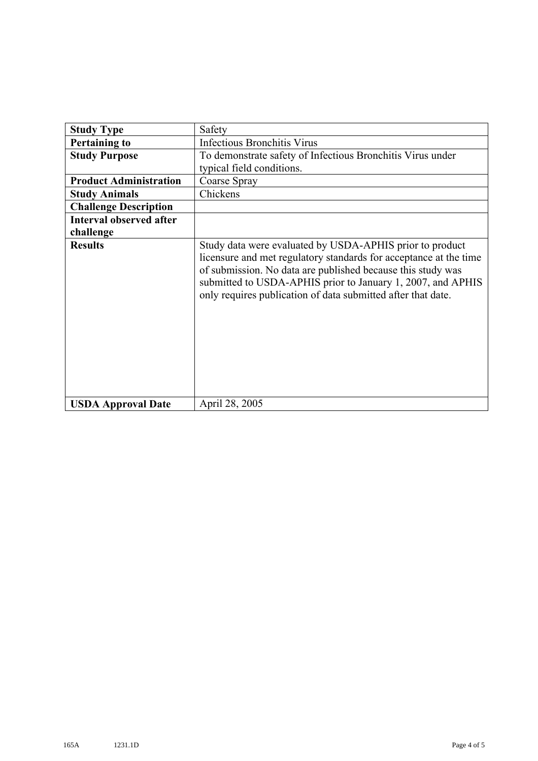| **Study Type** | Safety |
|---|---|
| **Pertaining to** | Infectious Bronchitis Virus |
| **Study Purpose** | To demonstrate safety of Infectious Bronchitis Virus under typical field conditions. |
| **Product Administration** | Coarse Spray |
| **Study Animals** | Chickens |
| **Challenge Description** | |
| **Interval observed after challenge** | |
| **Results** | Study data were evaluated by USDA-APHIS prior to product licensure and met regulatory standards for acceptance at the time of submission. No data are published because this study was submitted to USDA-APHIS prior to January 1, 2007, and APHIS only requires publication of data submitted after that date. |
| **USDA Approval Date** | April 28, 2005 |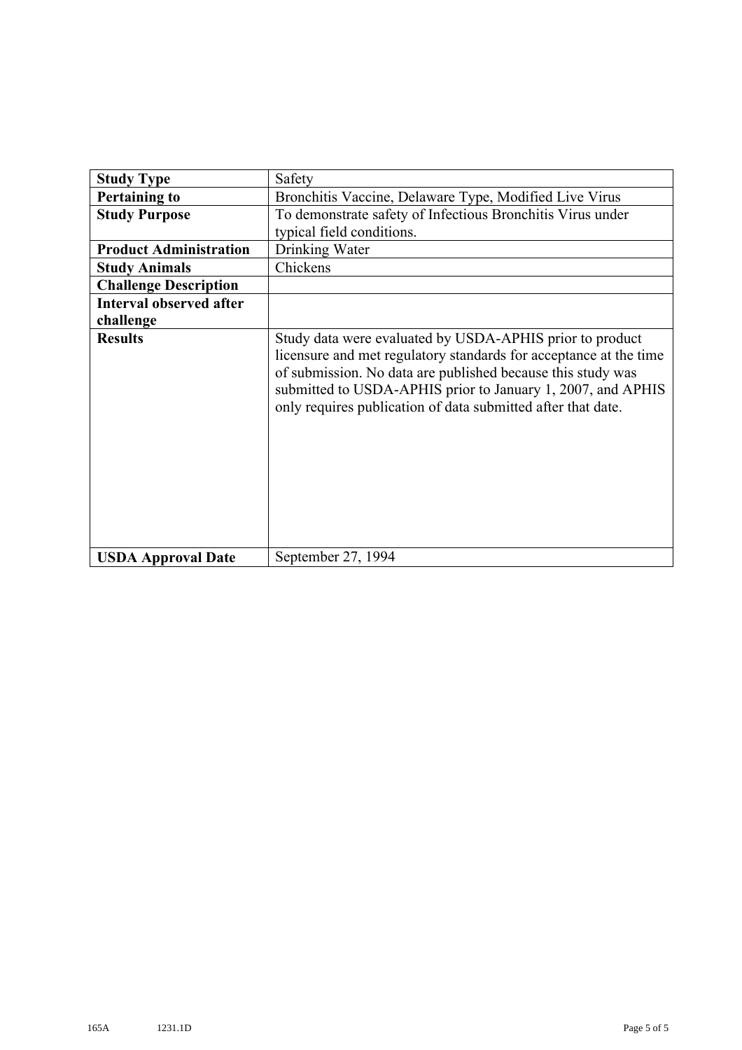| | |
|---|---|
| **Study Type** | Safety |
| **Pertaining to** | Bronchitis Vaccine, Delaware Type, Modified Live Virus |
| **Study Purpose** | To demonstrate safety of Infectious Bronchitis Virus under typical field conditions. |
| **Product Administration** | Drinking Water |
| **Study Animals** | Chickens |
| **Challenge Description** | |
| **Interval observed after challenge** | |
| **Results** | Study data were evaluated by USDA-APHIS prior to product licensure and met regulatory standards for acceptance at the time of submission. No data are published because this study was submitted to USDA-APHIS prior to January 1, 2007, and APHIS only requires publication of data submitted after that date. |
| **USDA Approval Date** | September 27, 1994 |

165A 1231.1D